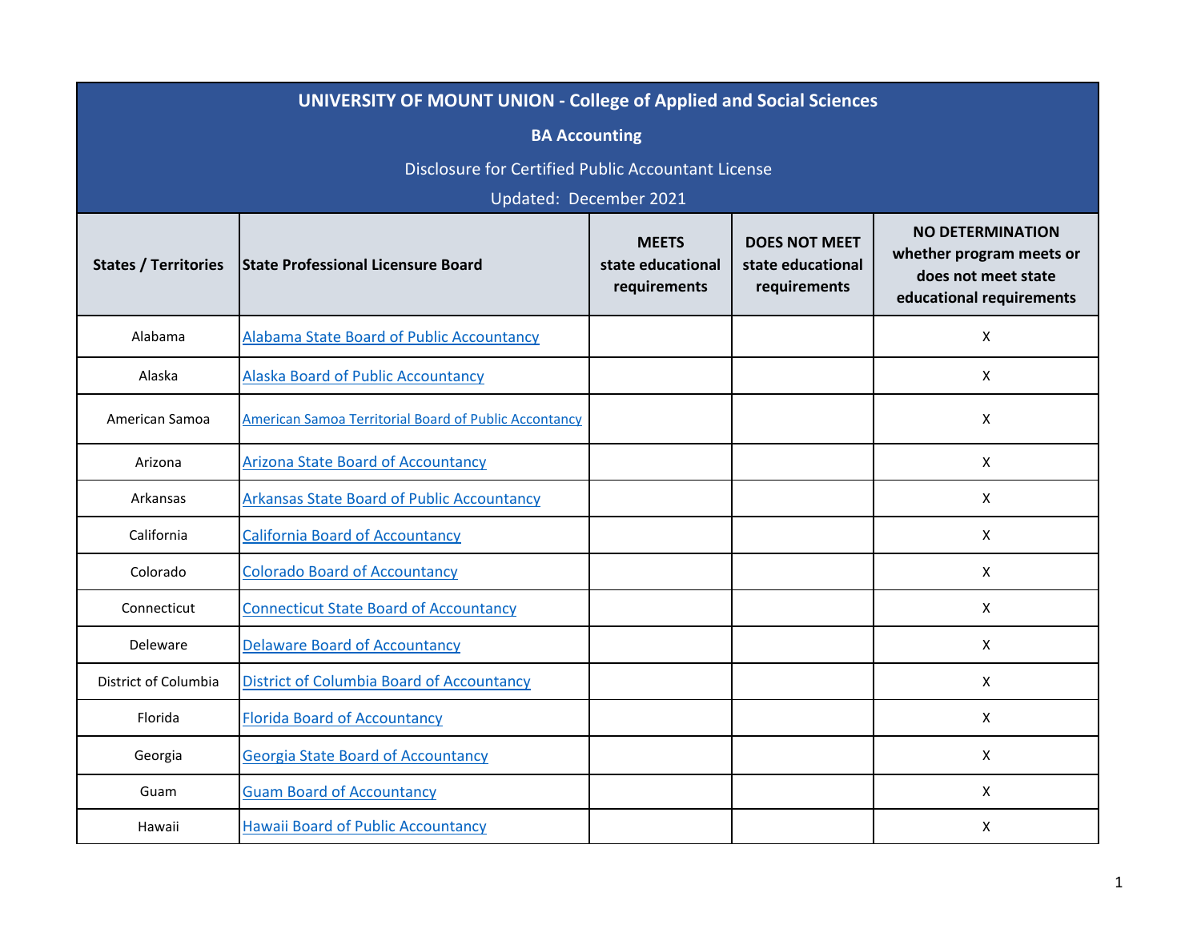# UNIVERSITY OF MOUNT UNION - College of Applied and Social Sciences

## BA Accounting

Disclosure for Certified Public Accountant License

Updated: December 2021

| States / Territories | State Professional Licensure Board | MEETS state educational requirements | DOES NOT MEET state educational requirements | NO DETERMINATION whether program meets or does not meet state educational requirements |
|---|---|---|---|---|
| Alabama | Alabama State Board of Public Accountancy | | | X |
| Alaska | Alaska Board of Public Accountancy | | | X |
| American Samoa | American Samoa Territorial Board of Public Accontancy | | | X |
| Arizona | Arizona State Board of Accountancy | | | X |
| Arkansas | Arkansas State Board of Public Accountancy | | | X |
| California | California Board of Accountancy | | | X |
| Colorado | Colorado Board of Accountancy | | | X |
| Connecticut | Connecticut State Board of Accountancy | | | X |
| Deleware | Delaware Board of Accountancy | | | X |
| District of Columbia | District of Columbia Board of Accountancy | | | X |
| Florida | Florida Board of Accountancy | | | X |
| Georgia | Georgia State Board of Accountancy | | | X |
| Guam | Guam Board of Accountancy | | | X |
| Hawaii | Hawaii Board of Public Accountancy | | | X |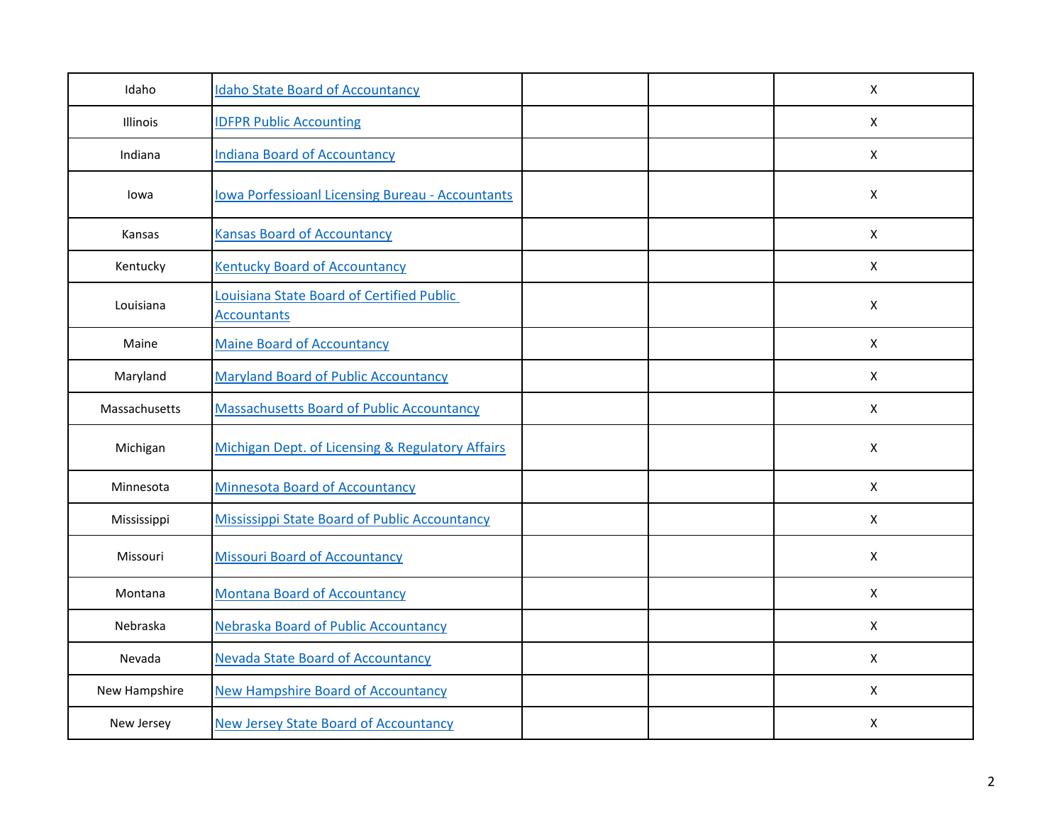| | | | | |
|---|---|---|---|---|
| Idaho | Idaho State Board of Accountancy | | | X |
| Illinois | IDFPR Public Accounting | | | X |
| Indiana | Indiana Board of Accountancy | | | X |
| Iowa | Iowa Porfessioanl Licensing Bureau - Accountants | | | X |
| Kansas | Kansas Board of Accountancy | | | X |
| Kentucky | Kentucky Board of Accountancy | | | X |
| Louisiana | Louisiana State Board of Certified Public Accountants | | | X |
| Maine | Maine Board of Accountancy | | | X |
| Maryland | Maryland Board of Public Accountancy | | | X |
| Massachusetts | Massachusetts Board of Public Accountancy | | | X |
| Michigan | Michigan Dept. of Licensing & Regulatory Affairs | | | X |
| Minnesota | Minnesota Board of Accountancy | | | X |
| Mississippi | Mississippi State Board of Public Accountancy | | | X |
| Missouri | Missouri Board of Accountancy | | | X |
| Montana | Montana Board of Accountancy | | | X |
| Nebraska | Nebraska Board of Public Accountancy | | | X |
| Nevada | Nevada State Board of Accountancy | | | X |
| New Hampshire | New Hampshire Board of Accountancy | | | X |
| New Jersey | New Jersey State Board of Accountancy | | | X |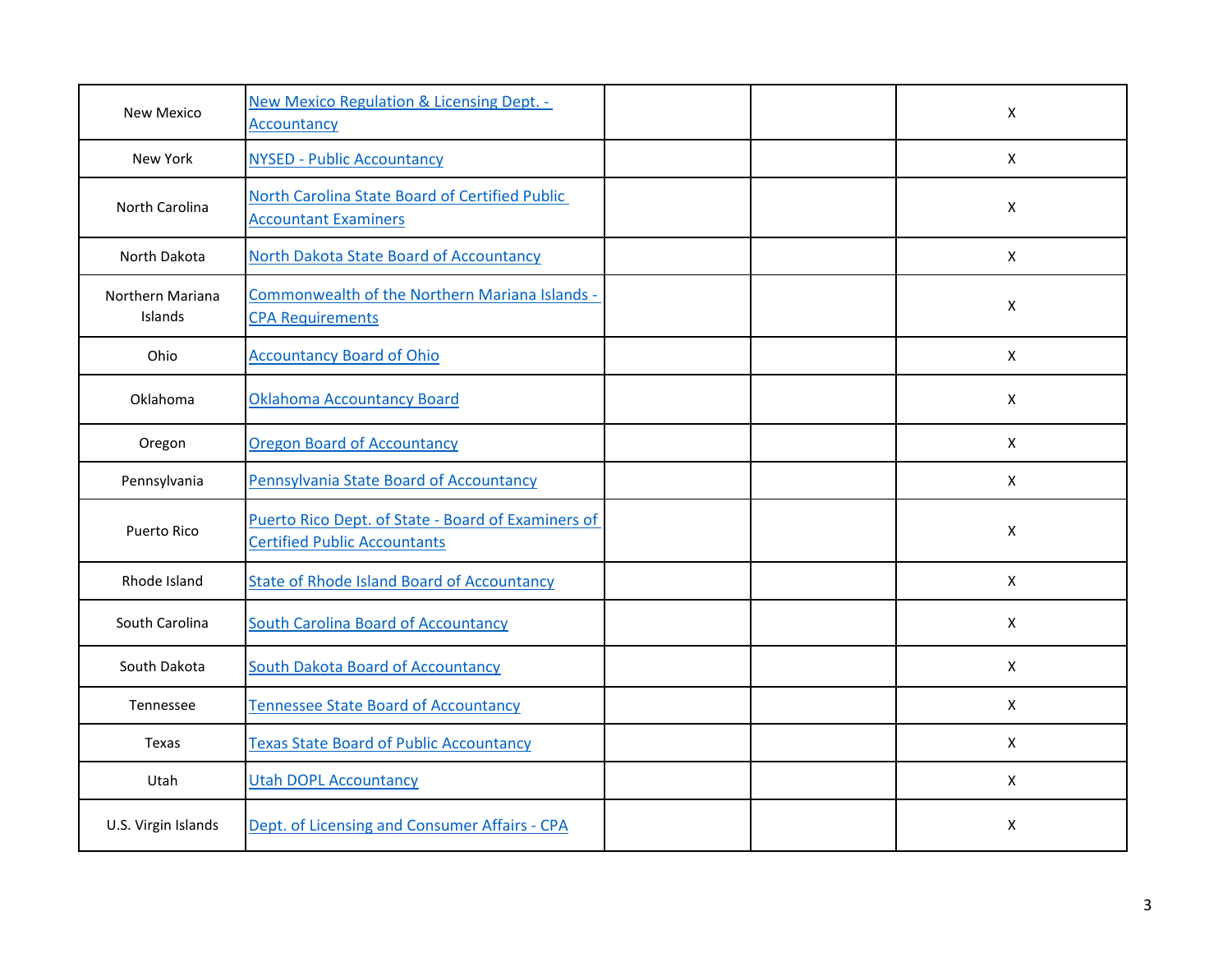| | | | | |
|---|---|---|---|---|
| New Mexico | New Mexico Regulation & Licensing Dept. - Accountancy | | | X |
| New York | NYSED - Public Accountancy | | | X |
| North Carolina | North Carolina State Board of Certified Public Accountant Examiners | | | X |
| North Dakota | North Dakota State Board of Accountancy | | | X |
| Northern Mariana Islands | Commonwealth of the Northern Mariana Islands - CPA Requirements | | | X |
| Ohio | Accountancy Board of Ohio | | | X |
| Oklahoma | Oklahoma Accountancy Board | | | X |
| Oregon | Oregon Board of Accountancy | | | X |
| Pennsylvania | Pennsylvania State Board of Accountancy | | | X |
| Puerto Rico | Puerto Rico Dept. of State - Board of Examiners of Certified Public Accountants | | | X |
| Rhode Island | State of Rhode Island Board of Accountancy | | | X |
| South Carolina | South Carolina Board of Accountancy | | | X |
| South Dakota | South Dakota Board of Accountancy | | | X |
| Tennessee | Tennessee State Board of Accountancy | | | X |
| Texas | Texas State Board of Public Accountancy | | | X |
| Utah | Utah DOPL Accountancy | | | X |
| U.S. Virgin Islands | Dept. of Licensing and Consumer Affairs - CPA | | | X |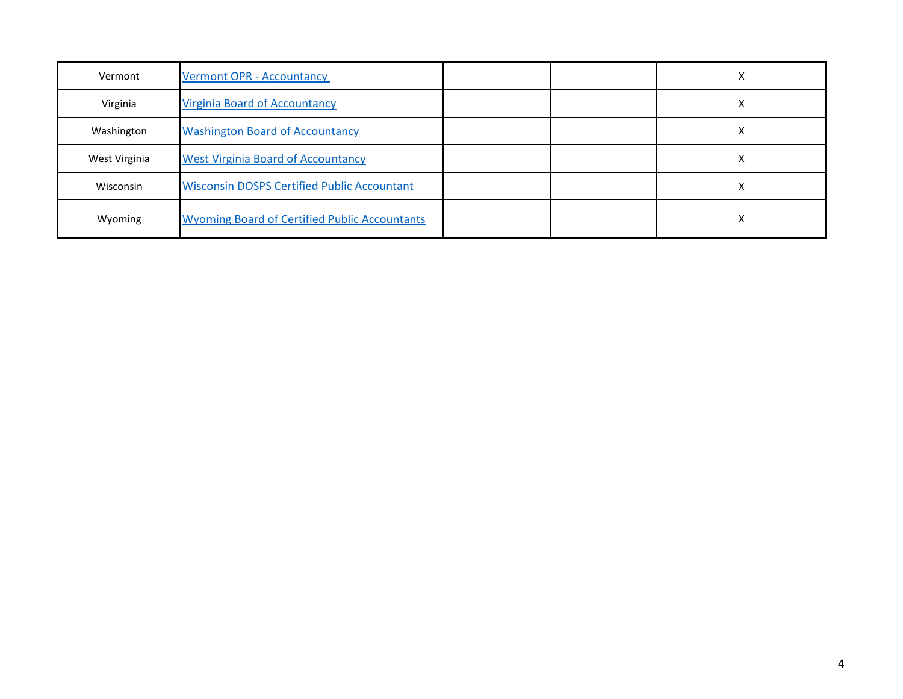| | | | | |
|---|---|---|---|---|
| Vermont | Vermont OPR - Accountancy | | | X |
| Virginia | Virginia Board of Accountancy | | | X |
| Washington | Washington Board of Accountancy | | | X |
| West Virginia | West Virginia Board of Accountancy | | | X |
| Wisconsin | Wisconsin DOSPS Certified Public Accountant | | | X |
| Wyoming | Wyoming Board of Certified Public Accountants | | | X |